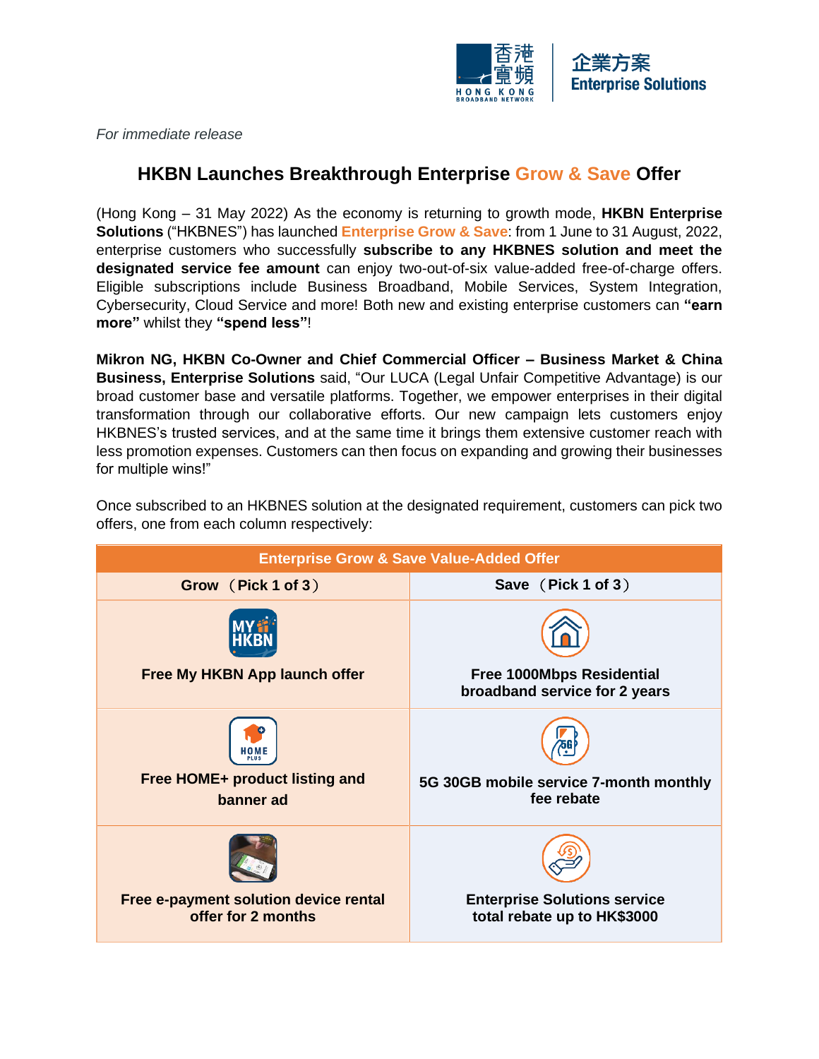*For immediate release*

# HKBN Launches Breakthrough Enterprise Grow & Save Offer

(Hong Kong – 31 May 2022) As the economy is returning to growth mode, **HKBN Enterprise Solutions** ("HKBNES") has launched **Enterprise Grow & Save**: from 1 June to 31 August, 2022, enterprise customers who successfully **subscribe to any HKBNES solution and meet the designated service fee amount** can enjoy two-out-of-six value-added free-of-charge offers. Eligible subscriptions include Business Broadband, Mobile Services, System Integration, Cybersecurity, Cloud Service and more! Both new and existing enterprise customers can **"earn more"** whilst they **"spend less"**!

**Mikron NG, HKBN Co-Owner and Chief Commercial Officer – Business Market & China Business, Enterprise Solutions** said, "Our LUCA (Legal Unfair Competitive Advantage) is our broad customer base and versatile platforms. Together, we empower enterprises in their digital transformation through our collaborative efforts. Our new campaign lets customers enjoy HKBNES's trusted services, and at the same time it brings them extensive customer reach with less promotion expenses. Customers can then focus on expanding and growing their businesses for multiple wins!"

Once subscribed to an HKBNES solution at the designated requirement, customers can pick two offers, one from each column respectively:

| Enterprise Grow & Save Value-Added Offer | |
|---|---|
| **Grow （Pick 1 of 3）** | **Save （Pick 1 of 3）** |
| **Free My HKBN App launch offer** | **Free 1000Mbps Residential broadband service for 2 years** |
| **Free HOME+ product listing and banner ad** | **5G 30GB mobile service 7-month monthly fee rebate** |
| **Free e-payment solution device rental offer for 2 months** | **Enterprise Solutions service total rebate up to HK$3000** |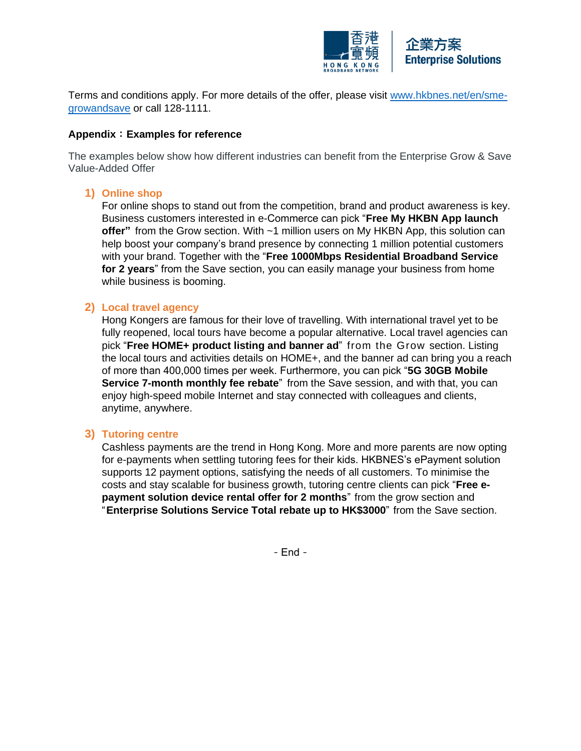Terms and conditions apply. For more details of the offer, please visit [www.hkbnes.net/en/sme-growandsave](www.hkbnes.net/en/sme-growandsave) or call 128-1111.

**Appendix：Examples for reference**

The examples below show how different industries can benefit from the Enterprise Grow & Save Value-Added Offer

1) **Online shop**
   For online shops to stand out from the competition, brand and product awareness is key. Business customers interested in e-Commerce can pick "**Free My HKBN App launch offer"** from the Grow section. With ~1 million users on My HKBN App, this solution can help boost your company's brand presence by connecting 1 million potential customers with your brand. Together with the "**Free 1000Mbps Residential Broadband Service for 2 years**" from the Save section, you can easily manage your business from home while business is booming.

2) **Local travel agency**
   Hong Kongers are famous for their love of travelling. With international travel yet to be fully reopened, local tours have become a popular alternative. Local travel agencies can pick "**Free HOME+ product listing and banner ad**" from the Grow section. Listing the local tours and activities details on HOME+, and the banner ad can bring you a reach of more than 400,000 times per week. Furthermore, you can pick "**5G 30GB Mobile Service 7-month monthly fee rebate**" from the Save session, and with that, you can enjoy high-speed mobile Internet and stay connected with colleagues and clients, anytime, anywhere.

3) **Tutoring centre**
   Cashless payments are the trend in Hong Kong. More and more parents are now opting for e-payments when settling tutoring fees for their kids. HKBNES's ePayment solution supports 12 payment options, satisfying the needs of all customers. To minimise the costs and stay scalable for business growth, tutoring centre clients can pick "**Free e-payment solution device rental offer for 2 months**" from the grow section and "**Enterprise Solutions Service Total rebate up to HK$3000**" from the Save section.

- End -